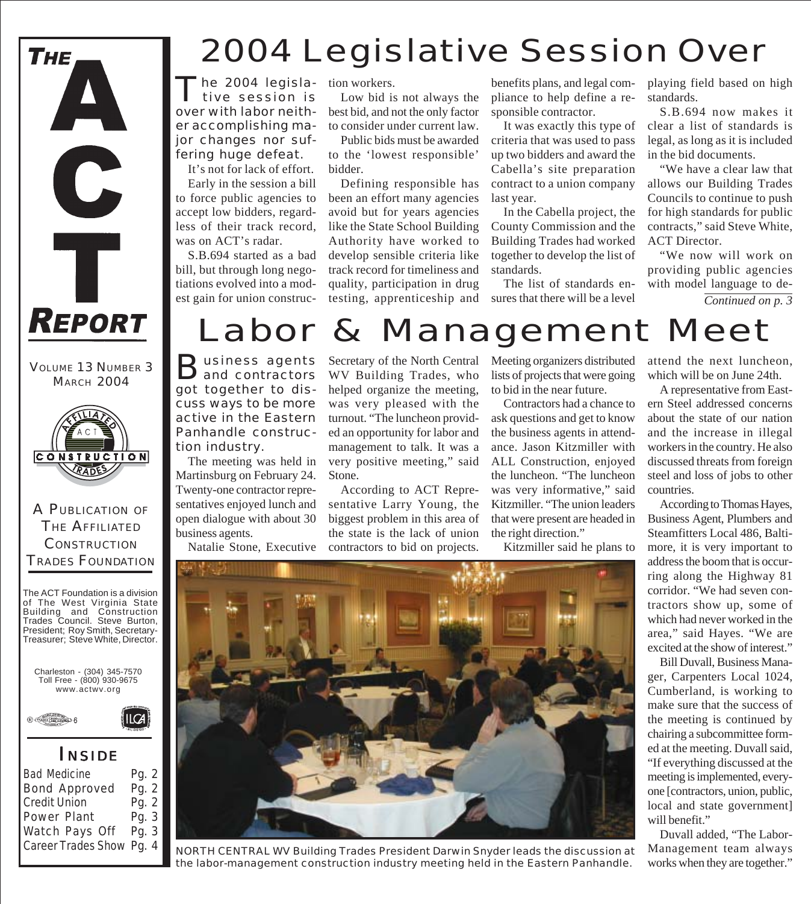# THE ACT REPORT

VOLUME 13 NUMBER 3
MARCH 2004

A PUBLICATION OF THE AFFILIATED CONSTRUCTION TRADES FOUNDATION

The ACT Foundation is a division of The West Virginia State Building and Construction Trades Council. Steve Burton, President; Roy Smith, Secretary-Treasurer; Steve White, Director.

Charleston - (304) 345-7570
Toll Free - (800) 930-9675
www.actwv.org

## INSIDE

| | |
|---|---|
| Bad Medicine | Pg. 2 |
| Bond Approved | Pg. 2 |
| Credit Union | Pg. 2 |
| Power Plant | Pg. 3 |
| Watch Pays Off | Pg. 3 |
| Career Trades Show | Pg. 4 |

# 2004 Legislative Session Over

The 2004 legislative session is over with labor neither accomplishing major changes nor suffering huge defeat.

It's not for lack of effort.

Early in the session a bill to force public agencies to accept low bidders, regardless of their track record, was on ACT's radar.

S.B.694 started as a bad bill, but through long negotiations evolved into a modest gain for union construction workers.

Low bid is not always the best bid, and not the only factor to consider under current law.

Public bids must be awarded to the 'lowest responsible' bidder.

Defining responsible has been an effort many agencies avoid but for years agencies like the State School Building Authority have worked to develop sensible criteria like track record for timeliness and quality, participation in drug testing, apprenticeship and benefits plans, and legal compliance to help define a responsible contractor.

It was exactly this type of criteria that was used to pass up two bidders and award the Cabella's site preparation contract to a union company last year.

In the Cabella project, the County Commission and the Building Trades had worked together to develop the list of standards.

The list of standards ensures that there will be a level playing field based on high standards.

S.B.694 now makes it clear a list of standards is legal, as long as it is included in the bid documents.

"We have a clear law that allows our Building Trades Councils to continue to push for high standards for public contracts," said Steve White, ACT Director.

"We now will work on providing public agencies with model language to de-

*Continued on p. 3*

# Labor & Management Meet

Business agents and contractors got together to discuss ways to be more active in the Eastern Panhandle construction industry.

The meeting was held in Martinsburg on February 24. Twenty-one contractor representatives enjoyed lunch and open dialogue with about 30 business agents.

Natalie Stone, Executive Secretary of the North Central WV Building Trades, who helped organize the meeting, was very pleased with the turnout. "The luncheon provided an opportunity for labor and management to talk. It was a very positive meeting," said Stone.

According to ACT Representative Larry Young, the biggest problem in this area of the state is the lack of union contractors to bid on projects. Meeting organizers distributed lists of projects that were going to bid in the near future.

Contractors had a chance to ask questions and get to know the business agents in attendance. Jason Kitzmiller with ALL Construction, enjoyed the luncheon. "The luncheon was very informative," said Kitzmiller. "The union leaders that were present are headed in the right direction."

Kitzmiller said he plans to attend the next luncheon, which will be on June 24th.

A representative from Eastern Steel addressed concerns about the state of our nation and the increase in illegal workers in the country. He also discussed threats from foreign steel and loss of jobs to other countries.

According to Thomas Hayes, Business Agent, Plumbers and Steamfitters Local 486, Baltimore, it is very important to address the boom that is occurring along the Highway 81 corridor. "We had seven contractors show up, some of which had never worked in the area," said Hayes. "We are excited at the show of interest."

Bill Duvall, Business Manager, Carpenters Local 1024, Cumberland, is working to make sure that the success of the meeting is continued by chairing a subcommittee formed at the meeting. Duvall said, "If everything discussed at the meeting is implemented, everyone [contractors, union, public, local and state government] will benefit."

Duvall added, "The Labor-Management team always works when they are together."

NORTH CENTRAL WV Building Trades President Darwin Snyder leads the discussion at the labor-management construction industry meeting held in the Eastern Panhandle.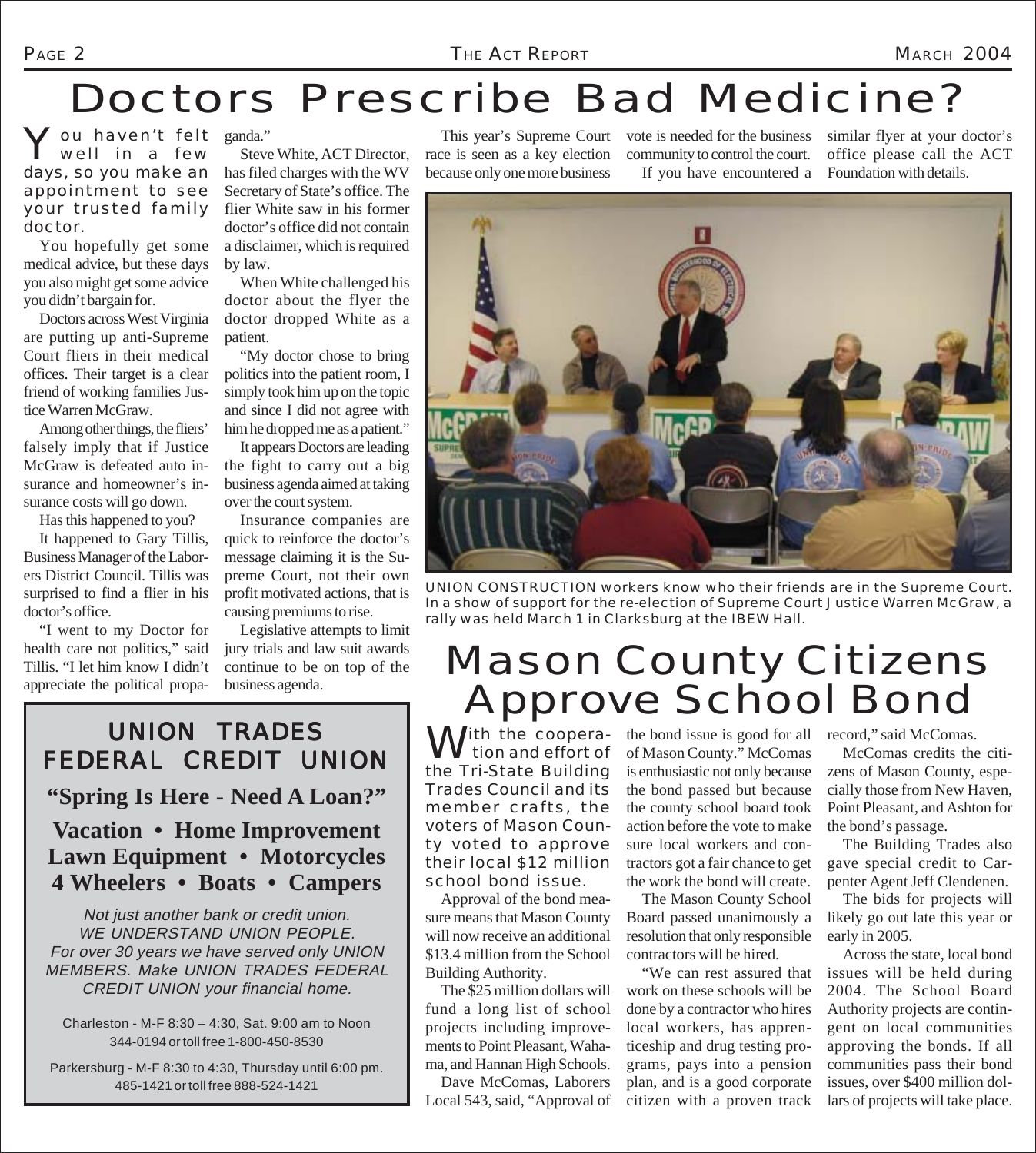# Doctors Prescribe Bad Medicine?

You haven't felt well in a few days, so you make an appointment to see your trusted family doctor.

You hopefully get some medical advice, but these days you also might get some advice you didn't bargain for.

Doctors across West Virginia are putting up anti-Supreme Court fliers in their medical offices. Their target is a clear friend of working families Justice Warren McGraw.

Among other things, the fliers' falsely imply that if Justice McGraw is defeated auto insurance and homeowner's insurance costs will go down.

Has this happened to you?

It happened to Gary Tillis, Business Manager of the Laborers District Council. Tillis was surprised to find a flier in his doctor's office.

"I went to my Doctor for health care not politics," said Tillis. "I let him know I didn't appreciate the political propaganda."

Steve White, ACT Director, has filed charges with the WV Secretary of State's office. The flier White saw in his former doctor's office did not contain a disclaimer, which is required by law.

When White challenged his doctor about the flyer the doctor dropped White as a patient.

"My doctor chose to bring politics into the patient room, I simply took him up on the topic and since I did not agree with him he dropped me as a patient."

It appears Doctors are leading the fight to carry out a big business agenda aimed at taking over the court system.

Insurance companies are quick to reinforce the doctor's message claiming it is the Supreme Court, not their own profit motivated actions, that is causing premiums to rise.

Legislative attempts to limit jury trials and law suit awards continue to be on top of the business agenda.

This year's Supreme Court race is seen as a key election because only one more business vote is needed for the business community to control the court.

If you have encountered a similar flyer at your doctor's office please call the ACT Foundation with details.

UNION CONSTRUCTION workers know who their friends are in the Supreme Court. In a show of support for the re-election of Supreme Court Justice Warren McGraw, a rally was held March 1 in Clarksburg at the IBEW Hall.

## UNION TRADES FEDERAL CREDIT UNION

**"Spring Is Here - Need A Loan?"**

**Vacation • Home Improvement**
**Lawn Equipment • Motorcycles**
**4 Wheelers • Boats • Campers**

*Not just another bank or credit union. WE UNDERSTAND UNION PEOPLE. For over 30 years we have served only UNION MEMBERS. Make UNION TRADES FEDERAL CREDIT UNION your financial home.*

Charleston - M-F 8:30 – 4:30, Sat. 9:00 am to Noon
344-0194 or toll free 1-800-450-8530

Parkersburg - M-F 8:30 to 4:30, Thursday until 6:00 pm.
485-1421 or toll free 888-524-1421

# Mason County Citizens Approve School Bond

With the cooperation and effort of the Tri-State Building Trades Council and its member crafts, the voters of Mason County voted to approve their local $12 million school bond issue.

Approval of the bond measure means that Mason County will now receive an additional $13.4 million from the School Building Authority.

The $25 million dollars will fund a long list of school projects including improvements to Point Pleasant, Wahama, and Hannan High Schools.

Dave McComas, Laborers Local 543, said, "Approval of the bond issue is good for all of Mason County." McComas is enthusiastic not only because the bond passed but because the county school board took action before the vote to make sure local workers and contractors got a fair chance to get the work the bond will create.

The Mason County School Board passed unanimously a resolution that only responsible contractors will be hired.

"We can rest assured that work on these schools will be done by a contractor who hires local workers, has apprenticeship and drug testing programs, pays into a pension plan, and is a good corporate citizen with a proven track record," said McComas.

McComas credits the citizens of Mason County, especially those from New Haven, Point Pleasant, and Ashton for the bond's passage.

The Building Trades also gave special credit to Carpenter Agent Jeff Clendenen.

The bids for projects will likely go out late this year or early in 2005.

Across the state, local bond issues will be held during 2004. The School Board Authority projects are contingent on local communities approving the bonds. If all communities pass their bond issues, over $400 million dollars of projects will take place.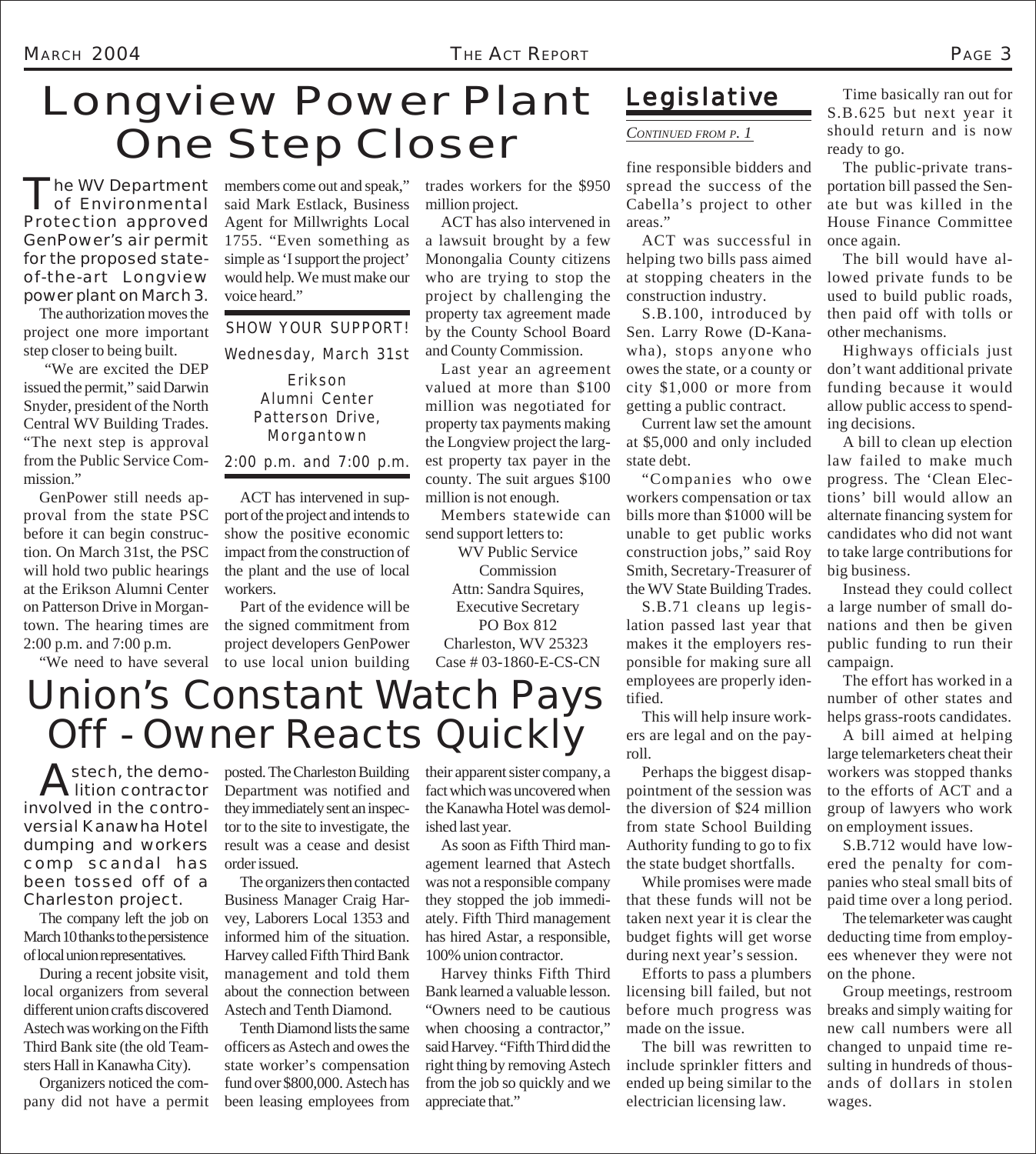# Longview Power Plant One Step Closer

**The WV Department of Environmental Protection approved GenPower's air permit for the proposed state-of-the-art Longview power plant on March 3.**

The authorization moves the project one more important step closer to being built.

"We are excited the DEP issued the permit," said Darwin Snyder, president of the North Central WV Building Trades. "The next step is approval from the Public Service Commission."

GenPower still needs approval from the state PSC before it can begin construction. On March 31st, the PSC will hold two public hearings at the Erikson Alumni Center on Patterson Drive in Morgantown. The hearing times are 2:00 p.m. and 7:00 p.m.

"We need to have several members come out and speak," said Mark Estlack, Business Agent for Millwrights Local 1755. "Even something as simple as 'I support the project' would help. We must make our voice heard."

> SHOW YOUR SUPPORT!
>
> Wednesday, March 31st
>
> Erikson Alumni Center
> Patterson Drive, Morgantown
>
> 2:00 p.m. and 7:00 p.m.

ACT has intervened in support of the project and intends to show the positive economic impact from the construction of the plant and the use of local workers.

Part of the evidence will be the signed commitment from project developers GenPower to use local union building trades workers for the $950 million project.

ACT has also intervened in a lawsuit brought by a few Monongalia County citizens who are trying to stop the project by challenging the property tax agreement made by the County School Board and County Commission.

Last year an agreement valued at more than $100 million was negotiated for property tax payments making the Longview project the largest property tax payer in the county. The suit argues $100 million is not enough.

Members statewide can send support letters to:

WV Public Service Commission
Attn: Sandra Squires, Executive Secretary
PO Box 812
Charleston, WV 25323
Case # 03-1860-E-CS-CN

# Union's Constant Watch Pays Off - Owner Reacts Quickly

**Astech, the demolition contractor involved in the controversial Kanawha Hotel dumping and workers comp scandal has been tossed off of a Charleston project.**

The company left the job on March 10 thanks to the persistence of local union representatives.

During a recent jobsite visit, local organizers from several different union crafts discovered Astech was working on the Fifth Third Bank site (the old Teamsters Hall in Kanawha City).

Organizers noticed the company did not have a permit posted. The Charleston Building Department was notified and they immediately sent an inspector to the site to investigate, the result was a cease and desist order issued.

The organizers then contacted Business Manager Craig Harvey, Laborers Local 1353 and informed him of the situation. Harvey called Fifth Third Bank management and told them about the connection between Astech and Tenth Diamond.

Tenth Diamond lists the same officers as Astech and owes the state worker's compensation fund over $800,000. Astech has been leasing employees from their apparent sister company, a fact which was uncovered when the Kanawha Hotel was demolished last year.

As soon as Fifth Third management learned that Astech was not a responsible company they stopped the job immediately. Fifth Third management has hired Astar, a responsible, 100% union contractor.

Harvey thinks Fifth Third Bank learned a valuable lesson. "Owners need to be cautious when choosing a contractor," said Harvey. "Fifth Third did the right thing by removing Astech from the job so quickly and we appreciate that."

## Legislative

*CONTINUED FROM P. 1*

fine responsible bidders and spread the success of the Cabella's project to other areas."

ACT was successful in helping two bills pass aimed at stopping cheaters in the construction industry.

S.B.100, introduced by Sen. Larry Rowe (D-Kanawha), stops anyone who owes the state, or a county or city $1,000 or more from getting a public contract.

Current law set the amount at $5,000 and only included state debt.

"Companies who owe workers compensation or tax bills more than $1000 will be unable to get public works construction jobs," said Roy Smith, Secretary-Treasurer of the WV State Building Trades.

S.B.71 cleans up legislation passed last year that makes it the employers responsible for making sure all employees are properly identified.

This will help insure workers are legal and on the payroll.

Perhaps the biggest disappointment of the session was the diversion of $24 million from state School Building Authority funding to go to fix the state budget shortfalls.

While promises were made that these funds will not be taken next year it is clear the budget fights will get worse during next year's session.

Efforts to pass a plumbers licensing bill failed, but not before much progress was made on the issue.

The bill was rewritten to include sprinkler fitters and ended up being similar to the electrician licensing law.

Time basically ran out for S.B.625 but next year it should return and is now ready to go.

The public-private transportation bill passed the Senate but was killed in the House Finance Committee once again.

The bill would have allowed private funds to be used to build public roads, then paid off with tolls or other mechanisms.

Highways officials just don't want additional private funding because it would allow public access to spending decisions.

A bill to clean up election law failed to make much progress. The 'Clean Elections' bill would allow an alternate financing system for candidates who did not want to take large contributions for big business.

Instead they could collect a large number of small donations and then be given public funding to run their campaign.

The effort has worked in a number of other states and helps grass-roots candidates.

A bill aimed at helping large telemarketers cheat their workers was stopped thanks to the efforts of ACT and a group of lawyers who work on employment issues.

S.B.712 would have lowered the penalty for companies who steal small bits of paid time over a long period.

The telemarketer was caught deducting time from employees whenever they were not on the phone.

Group meetings, restroom breaks and simply waiting for new call numbers were all changed to unpaid time resulting in hundreds of thousands of dollars in stolen wages.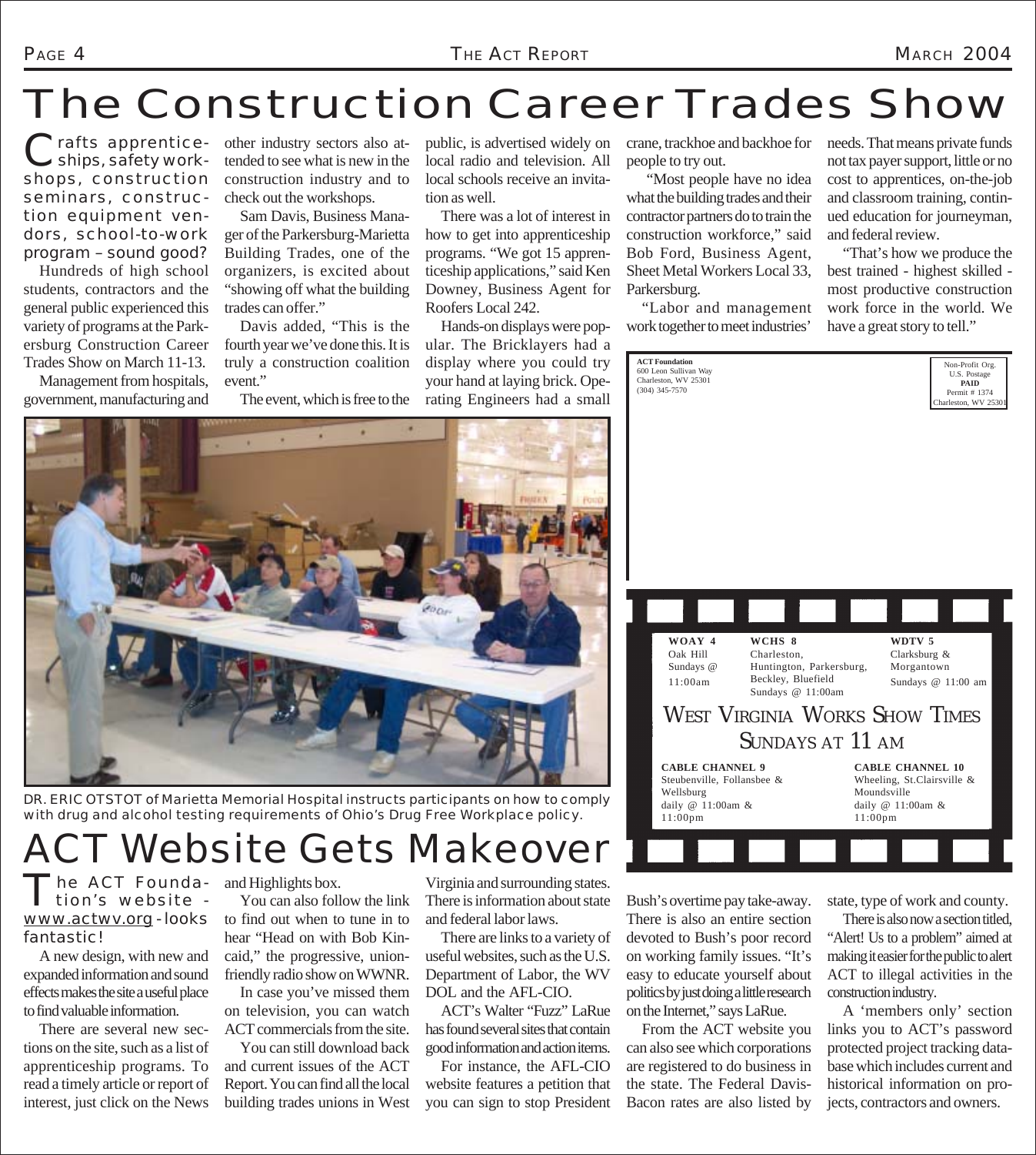# The Construction Career Trades Show

Crafts apprenticeships, safety workshops, construction seminars, construction equipment vendors, school-to-work program – sound good?

Hundreds of high school students, contractors and the general public experienced this variety of programs at the Parkersburg Construction Career Trades Show on March 11-13.

Management from hospitals, government, manufacturing and other industry sectors also attended to see what is new in the construction industry and to check out the workshops.

Sam Davis, Business Manager of the Parkersburg-Marietta Building Trades, one of the organizers, is excited about "showing off what the building trades can offer."

Davis added, "This is the fourth year we've done this. It is truly a construction coalition event."

The event, which is free to the public, is advertised widely on local radio and television. All local schools receive an invitation as well.

There was a lot of interest in how to get into apprenticeship programs. "We got 15 apprenticeship applications," said Ken Downey, Business Agent for Roofers Local 242.

Hands-on displays were popular. The Bricklayers had a display where you could try your hand at laying brick. Operating Engineers had a small crane, trackhoe and backhoe for people to try out.

"Most people have no idea what the building trades and their contractor partners do to train the construction workforce," said Bob Ford, Business Agent, Sheet Metal Workers Local 33, Parkersburg.

"Labor and management work together to meet industries' needs. That means private funds not tax payer support, little or no cost to apprentices, on-the-job and classroom training, continued education for journeyman, and federal review.

"That's how we produce the best trained - highest skilled - most productive construction work force in the world. We have a great story to tell."

DR. ERIC OTSTOT of Marietta Memorial Hospital instructs participants on how to comply with drug and alcohol testing requirements of Ohio's Drug Free Workplace policy.

ACT Foundation
600 Leon Sullivan Way
Charleston, WV 25301
(304) 345-7570

Non-Profit Org.
U.S. Postage
**PAID**
Permit # 1374
Charleston, WV 25301

## West Virginia Works Show Times
### Sundays at 11 AM

**WOAY 4**
Oak Hill
Sundays @ 11:00am

**WCHS 8**
Charleston, Huntington, Parkersburg, Beckley, Bluefield
Sundays @ 11:00am

**WDTV 5**
Clarksburg & Morgantown
Sundays @ 11:00 am

**CABLE CHANNEL 9**
Steubenville, Follansbee & Wellsburg
daily @ 11:00am & 11:00pm

**CABLE CHANNEL 10**
Wheeling, St.Clairsville & Moundsville
daily @ 11:00am & 11:00pm

# ACT Website Gets Makeover

The ACT Foundation's website - www.actwv.org - looks fantastic!

A new design, with new and expanded information and sound effects makes the site a useful place to find valuable information.

There are several new sections on the site, such as a list of apprenticeship programs. To read a timely article or report of interest, just click on the News and Highlights box.

You can also follow the link to find out when to tune in to hear "Head on with Bob Kincaid," the progressive, union-friendly radio show on WWNR.

In case you've missed them on television, you can watch ACT commercials from the site.

You can still download back and current issues of the ACT Report. You can find all the local building trades unions in West Virginia and surrounding states. There is information about state and federal labor laws.

There are links to a variety of useful websites, such as the U.S. Department of Labor, the WV DOL and the AFL-CIO.

ACT's Walter "Fuzz" LaRue has found several sites that contain good information and action items.

For instance, the AFL-CIO website features a petition that you can sign to stop President Bush's overtime pay take-away. There is also an entire section devoted to Bush's poor record on working family issues. "It's easy to educate yourself about politics by just doing a little research on the Internet," says LaRue.

From the ACT website you can also see which corporations are registered to do business in the state. The Federal Davis-Bacon rates are also listed by state, type of work and county.

There is also now a section titled, "Alert! Us to a problem" aimed at making it easier for the public to alert ACT to illegal activities in the construction industry.

A 'members only' section links you to ACT's password protected project tracking database which includes current and historical information on projects, contractors and owners.